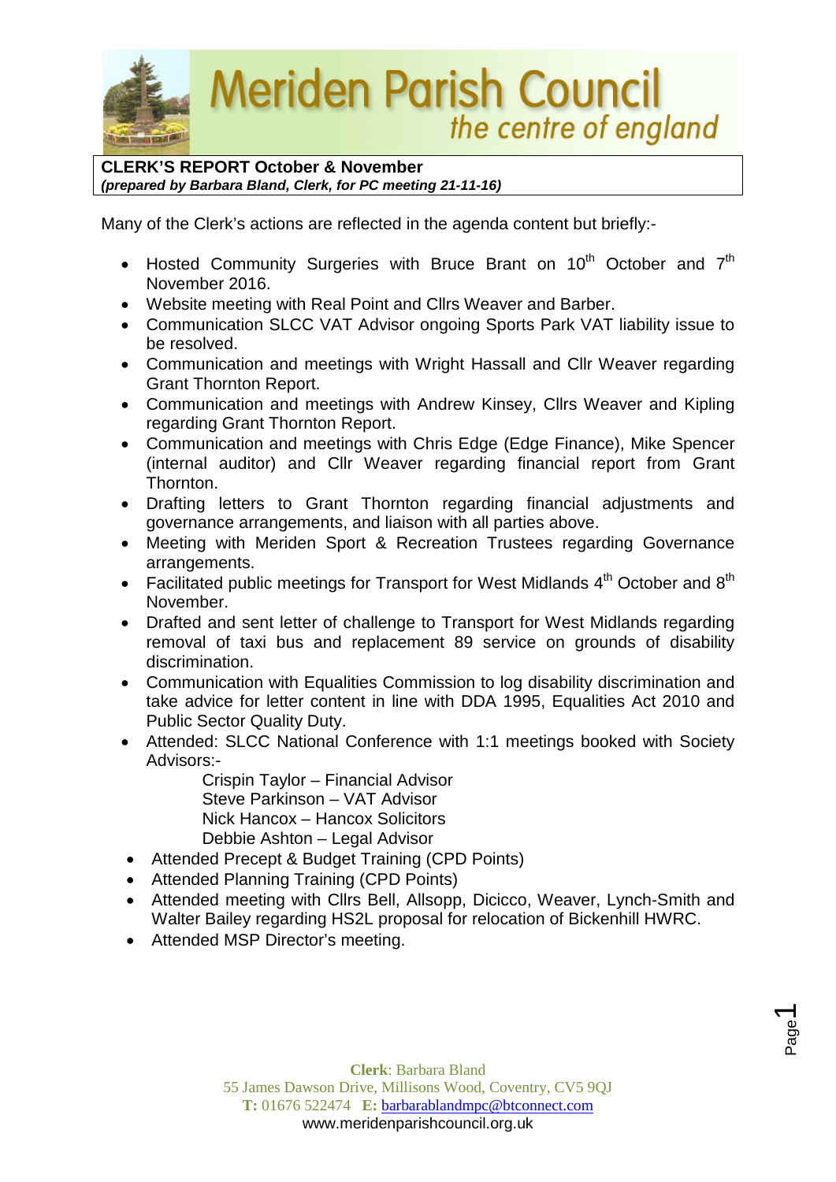# Meriden Parish Council

*the centre of england*

**CLERK'S REPORT October & November**
***(prepared by Barbara Bland, Clerk, for PC meeting 21-11-16)***

Many of the Clerk's actions are reflected in the agenda content but briefly:-

- Hosted Community Surgeries with Bruce Brant on 10th October and 7th November 2016.
- Website meeting with Real Point and Cllrs Weaver and Barber.
- Communication SLCC VAT Advisor ongoing Sports Park VAT liability issue to be resolved.
- Communication and meetings with Wright Hassall and Cllr Weaver regarding Grant Thornton Report.
- Communication and meetings with Andrew Kinsey, Cllrs Weaver and Kipling regarding Grant Thornton Report.
- Communication and meetings with Chris Edge (Edge Finance), Mike Spencer (internal auditor) and Cllr Weaver regarding financial report from Grant Thornton.
- Drafting letters to Grant Thornton regarding financial adjustments and governance arrangements, and liaison with all parties above.
- Meeting with Meriden Sport & Recreation Trustees regarding Governance arrangements.
- Facilitated public meetings for Transport for West Midlands 4th October and 8th November.
- Drafted and sent letter of challenge to Transport for West Midlands regarding removal of taxi bus and replacement 89 service on grounds of disability discrimination.
- Communication with Equalities Commission to log disability discrimination and take advice for letter content in line with DDA 1995, Equalities Act 2010 and Public Sector Quality Duty.
- Attended: SLCC National Conference with 1:1 meetings booked with Society Advisors:-
  - Crispin Taylor – Financial Advisor
  - Steve Parkinson – VAT Advisor
  - Nick Hancox – Hancox Solicitors
  - Debbie Ashton – Legal Advisor
- Attended Precept & Budget Training (CPD Points)
- Attended Planning Training (CPD Points)
- Attended meeting with Cllrs Bell, Allsopp, Dicicco, Weaver, Lynch-Smith and Walter Bailey regarding HS2L proposal for relocation of Bickenhill HWRC.
- Attended MSP Director's meeting.

**Clerk**: Barbara Bland
55 James Dawson Drive, Millisons Wood, Coventry, CV5 9QJ
**T:** 01676 522474 **E:** barbarablandmpc@btconnect.com
www.meridenparishcouncil.org.uk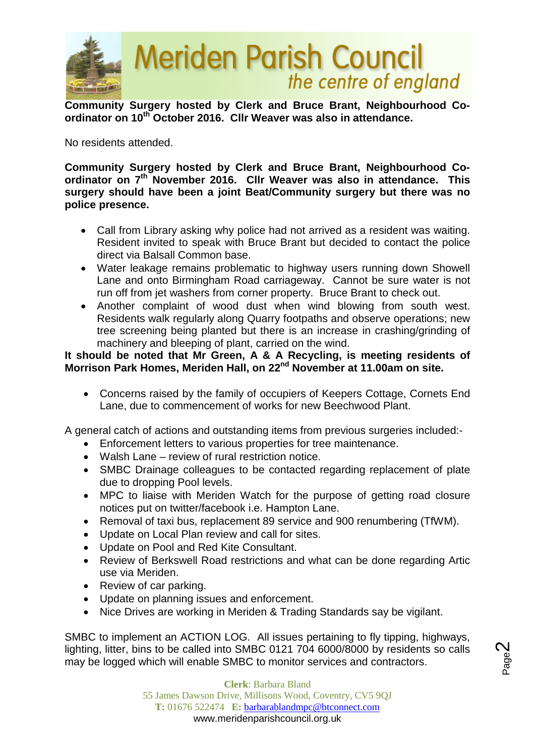**Community Surgery hosted by Clerk and Bruce Brant, Neighbourhood Co-ordinator on 10th October 2016. Cllr Weaver was also in attendance.**

No residents attended.

**Community Surgery hosted by Clerk and Bruce Brant, Neighbourhood Co-ordinator on 7th November 2016. Cllr Weaver was also in attendance. This surgery should have been a joint Beat/Community surgery but there was no police presence.**

- Call from Library asking why police had not arrived as a resident was waiting. Resident invited to speak with Bruce Brant but decided to contact the police direct via Balsall Common base.
- Water leakage remains problematic to highway users running down Showell Lane and onto Birmingham Road carriageway. Cannot be sure water is not run off from jet washers from corner property. Bruce Brant to check out.
- Another complaint of wood dust when wind blowing from south west. Residents walk regularly along Quarry footpaths and observe operations; new tree screening being planted but there is an increase in crashing/grinding of machinery and bleeping of plant, carried on the wind.

**It should be noted that Mr Green, A & A Recycling, is meeting residents of Morrison Park Homes, Meriden Hall, on 22nd November at 11.00am on site.**

- Concerns raised by the family of occupiers of Keepers Cottage, Cornets End Lane, due to commencement of works for new Beechwood Plant.

A general catch of actions and outstanding items from previous surgeries included:-

- Enforcement letters to various properties for tree maintenance.
- Walsh Lane – review of rural restriction notice.
- SMBC Drainage colleagues to be contacted regarding replacement of plate due to dropping Pool levels.
- MPC to liaise with Meriden Watch for the purpose of getting road closure notices put on twitter/facebook i.e. Hampton Lane.
- Removal of taxi bus, replacement 89 service and 900 renumbering (TfWM).
- Update on Local Plan review and call for sites.
- Update on Pool and Red Kite Consultant.
- Review of Berkswell Road restrictions and what can be done regarding Artic use via Meriden.
- Review of car parking.
- Update on planning issues and enforcement.
- Nice Drives are working in Meriden & Trading Standards say be vigilant.

SMBC to implement an ACTION LOG. All issues pertaining to fly tipping, highways, lighting, litter, bins to be called into SMBC 0121 704 6000/8000 by residents so calls may be logged which will enable SMBC to monitor services and contractors.